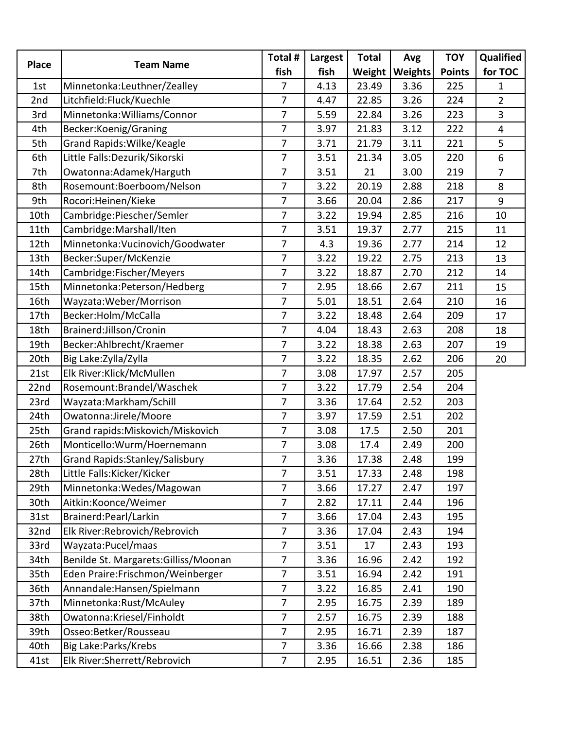| Place | Team Name | Total # fish | Largest fish | Total Weight | Avg Weights | TOY Points | Qualified for TOC |
|---|---|---|---|---|---|---|---|
| 1st | Minnetonka:Leuthner/Zealley | 7 | 4.13 | 23.49 | 3.36 | 225 | 1 |
| 2nd | Litchfield:Fluck/Kuechle | 7 | 4.47 | 22.85 | 3.26 | 224 | 2 |
| 3rd | Minnetonka:Williams/Connor | 7 | 5.59 | 22.84 | 3.26 | 223 | 3 |
| 4th | Becker:Koenig/Graning | 7 | 3.97 | 21.83 | 3.12 | 222 | 4 |
| 5th | Grand Rapids:Wilke/Keagle | 7 | 3.71 | 21.79 | 3.11 | 221 | 5 |
| 6th | Little Falls:Dezurik/Sikorski | 7 | 3.51 | 21.34 | 3.05 | 220 | 6 |
| 7th | Owatonna:Adamek/Harguth | 7 | 3.51 | 21 | 3.00 | 219 | 7 |
| 8th | Rosemount:Boerboom/Nelson | 7 | 3.22 | 20.19 | 2.88 | 218 | 8 |
| 9th | Rocori:Heinen/Kieke | 7 | 3.66 | 20.04 | 2.86 | 217 | 9 |
| 10th | Cambridge:Piescher/Semler | 7 | 3.22 | 19.94 | 2.85 | 216 | 10 |
| 11th | Cambridge:Marshall/Iten | 7 | 3.51 | 19.37 | 2.77 | 215 | 11 |
| 12th | Minnetonka:Vucinovich/Goodwater | 7 | 4.3 | 19.36 | 2.77 | 214 | 12 |
| 13th | Becker:Super/McKenzie | 7 | 3.22 | 19.22 | 2.75 | 213 | 13 |
| 14th | Cambridge:Fischer/Meyers | 7 | 3.22 | 18.87 | 2.70 | 212 | 14 |
| 15th | Minnetonka:Peterson/Hedberg | 7 | 2.95 | 18.66 | 2.67 | 211 | 15 |
| 16th | Wayzata:Weber/Morrison | 7 | 5.01 | 18.51 | 2.64 | 210 | 16 |
| 17th | Becker:Holm/McCalla | 7 | 3.22 | 18.48 | 2.64 | 209 | 17 |
| 18th | Brainerd:Jillson/Cronin | 7 | 4.04 | 18.43 | 2.63 | 208 | 18 |
| 19th | Becker:Ahlbrecht/Kraemer | 7 | 3.22 | 18.38 | 2.63 | 207 | 19 |
| 20th | Big Lake:Zylla/Zylla | 7 | 3.22 | 18.35 | 2.62 | 206 | 20 |
| 21st | Elk River:Klick/McMullen | 7 | 3.08 | 17.97 | 2.57 | 205 | |
| 22nd | Rosemount:Brandel/Waschek | 7 | 3.22 | 17.79 | 2.54 | 204 | |
| 23rd | Wayzata:Markham/Schill | 7 | 3.36 | 17.64 | 2.52 | 203 | |
| 24th | Owatonna:Jirele/Moore | 7 | 3.97 | 17.59 | 2.51 | 202 | |
| 25th | Grand rapids:Miskovich/Miskovich | 7 | 3.08 | 17.5 | 2.50 | 201 | |
| 26th | Monticello:Wurm/Hoernemann | 7 | 3.08 | 17.4 | 2.49 | 200 | |
| 27th | Grand Rapids:Stanley/Salisbury | 7 | 3.36 | 17.38 | 2.48 | 199 | |
| 28th | Little Falls:Kicker/Kicker | 7 | 3.51 | 17.33 | 2.48 | 198 | |
| 29th | Minnetonka:Wedes/Magowan | 7 | 3.66 | 17.27 | 2.47 | 197 | |
| 30th | Aitkin:Koonce/Weimer | 7 | 2.82 | 17.11 | 2.44 | 196 | |
| 31st | Brainerd:Pearl/Larkin | 7 | 3.66 | 17.04 | 2.43 | 195 | |
| 32nd | Elk River:Rebrovich/Rebrovich | 7 | 3.36 | 17.04 | 2.43 | 194 | |
| 33rd | Wayzata:Pucel/maas | 7 | 3.51 | 17 | 2.43 | 193 | |
| 34th | Benilde St. Margarets:Gilliss/Moonan | 7 | 3.36 | 16.96 | 2.42 | 192 | |
| 35th | Eden Praire:Frischmon/Weinberger | 7 | 3.51 | 16.94 | 2.42 | 191 | |
| 36th | Annandale:Hansen/Spielmann | 7 | 3.22 | 16.85 | 2.41 | 190 | |
| 37th | Minnetonka:Rust/McAuley | 7 | 2.95 | 16.75 | 2.39 | 189 | |
| 38th | Owatonna:Kriesel/Finholdt | 7 | 2.57 | 16.75 | 2.39 | 188 | |
| 39th | Osseo:Betker/Rousseau | 7 | 2.95 | 16.71 | 2.39 | 187 | |
| 40th | Big Lake:Parks/Krebs | 7 | 3.36 | 16.66 | 2.38 | 186 | |
| 41st | Elk River:Sherrett/Rebrovich | 7 | 2.95 | 16.51 | 2.36 | 185 | |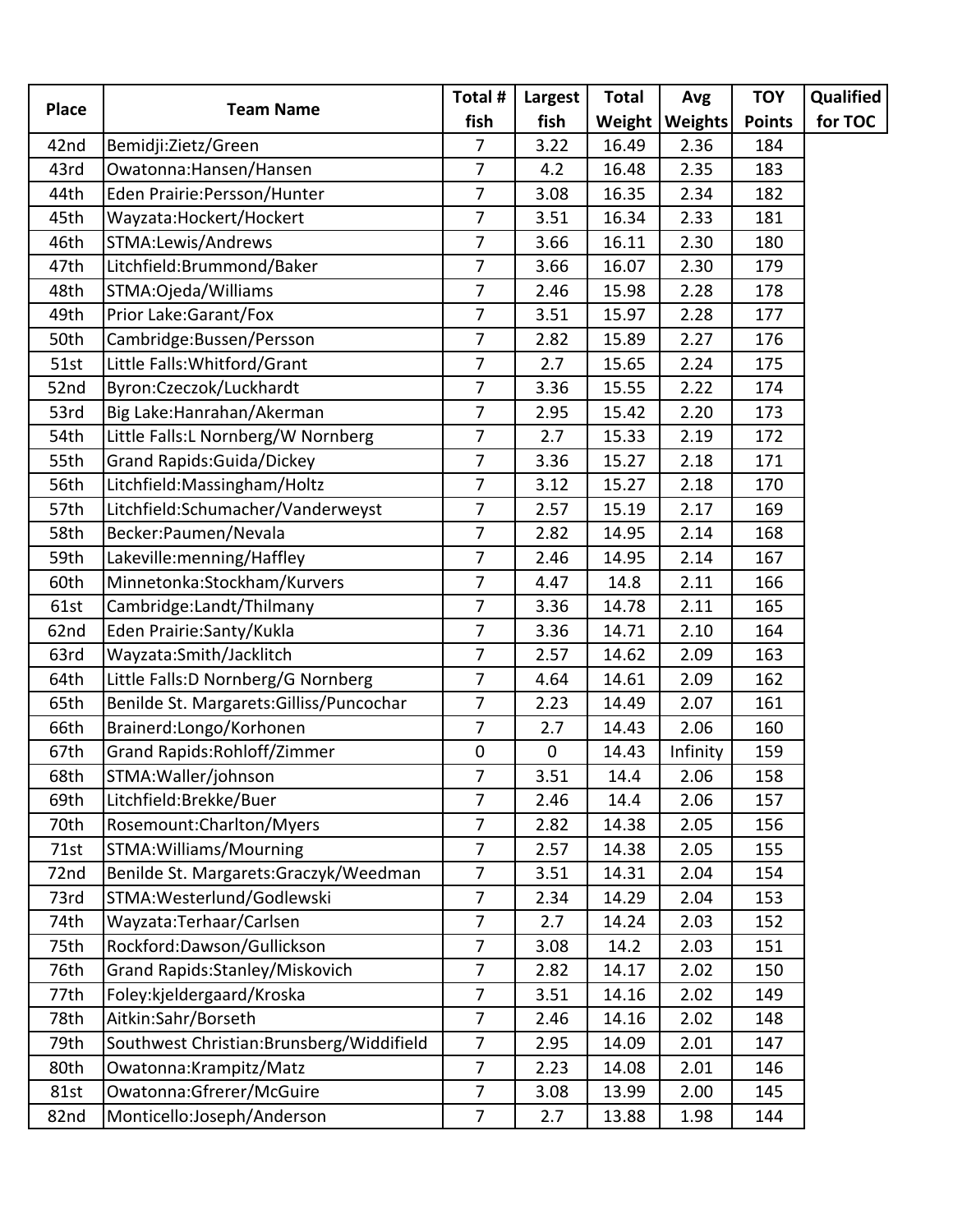| Place | Team Name | Total # fish | Largest fish | Total Weight | Avg Weights | TOY Points | Qualified for TOC |
|---|---|---|---|---|---|---|---|
| 42nd | Bemidji:Zietz/Green | 7 | 3.22 | 16.49 | 2.36 | 184 | |
| 43rd | Owatonna:Hansen/Hansen | 7 | 4.2 | 16.48 | 2.35 | 183 | |
| 44th | Eden Prairie:Persson/Hunter | 7 | 3.08 | 16.35 | 2.34 | 182 | |
| 45th | Wayzata:Hockert/Hockert | 7 | 3.51 | 16.34 | 2.33 | 181 | |
| 46th | STMA:Lewis/Andrews | 7 | 3.66 | 16.11 | 2.30 | 180 | |
| 47th | Litchfield:Brummond/Baker | 7 | 3.66 | 16.07 | 2.30 | 179 | |
| 48th | STMA:Ojeda/Williams | 7 | 2.46 | 15.98 | 2.28 | 178 | |
| 49th | Prior Lake:Garant/Fox | 7 | 3.51 | 15.97 | 2.28 | 177 | |
| 50th | Cambridge:Bussen/Persson | 7 | 2.82 | 15.89 | 2.27 | 176 | |
| 51st | Little Falls:Whitford/Grant | 7 | 2.7 | 15.65 | 2.24 | 175 | |
| 52nd | Byron:Czeczok/Luckhardt | 7 | 3.36 | 15.55 | 2.22 | 174 | |
| 53rd | Big Lake:Hanrahan/Akerman | 7 | 2.95 | 15.42 | 2.20 | 173 | |
| 54th | Little Falls:L Nornberg/W Nornberg | 7 | 2.7 | 15.33 | 2.19 | 172 | |
| 55th | Grand Rapids:Guida/Dickey | 7 | 3.36 | 15.27 | 2.18 | 171 | |
| 56th | Litchfield:Massingham/Holtz | 7 | 3.12 | 15.27 | 2.18 | 170 | |
| 57th | Litchfield:Schumacher/Vanderweyst | 7 | 2.57 | 15.19 | 2.17 | 169 | |
| 58th | Becker:Paumen/Nevala | 7 | 2.82 | 14.95 | 2.14 | 168 | |
| 59th | Lakeville:menning/Haffley | 7 | 2.46 | 14.95 | 2.14 | 167 | |
| 60th | Minnetonka:Stockham/Kurvers | 7 | 4.47 | 14.8 | 2.11 | 166 | |
| 61st | Cambridge:Landt/Thilmany | 7 | 3.36 | 14.78 | 2.11 | 165 | |
| 62nd | Eden Prairie:Santy/Kukla | 7 | 3.36 | 14.71 | 2.10 | 164 | |
| 63rd | Wayzata:Smith/Jacklitch | 7 | 2.57 | 14.62 | 2.09 | 163 | |
| 64th | Little Falls:D Nornberg/G Nornberg | 7 | 4.64 | 14.61 | 2.09 | 162 | |
| 65th | Benilde St. Margarets:Gilliss/Puncochar | 7 | 2.23 | 14.49 | 2.07 | 161 | |
| 66th | Brainerd:Longo/Korhonen | 7 | 2.7 | 14.43 | 2.06 | 160 | |
| 67th | Grand Rapids:Rohloff/Zimmer | 0 | 0 | 14.43 | Infinity | 159 | |
| 68th | STMA:Waller/johnson | 7 | 3.51 | 14.4 | 2.06 | 158 | |
| 69th | Litchfield:Brekke/Buer | 7 | 2.46 | 14.4 | 2.06 | 157 | |
| 70th | Rosemount:Charlton/Myers | 7 | 2.82 | 14.38 | 2.05 | 156 | |
| 71st | STMA:Williams/Mourning | 7 | 2.57 | 14.38 | 2.05 | 155 | |
| 72nd | Benilde St. Margarets:Graczyk/Weedman | 7 | 3.51 | 14.31 | 2.04 | 154 | |
| 73rd | STMA:Westerlund/Godlewski | 7 | 2.34 | 14.29 | 2.04 | 153 | |
| 74th | Wayzata:Terhaar/Carlsen | 7 | 2.7 | 14.24 | 2.03 | 152 | |
| 75th | Rockford:Dawson/Gullickson | 7 | 3.08 | 14.2 | 2.03 | 151 | |
| 76th | Grand Rapids:Stanley/Miskovich | 7 | 2.82 | 14.17 | 2.02 | 150 | |
| 77th | Foley:kjeldergaard/Kroska | 7 | 3.51 | 14.16 | 2.02 | 149 | |
| 78th | Aitkin:Sahr/Borseth | 7 | 2.46 | 14.16 | 2.02 | 148 | |
| 79th | Southwest Christian:Brunsberg/Widdifield | 7 | 2.95 | 14.09 | 2.01 | 147 | |
| 80th | Owatonna:Krampitz/Matz | 7 | 2.23 | 14.08 | 2.01 | 146 | |
| 81st | Owatonna:Gfrerer/McGuire | 7 | 3.08 | 13.99 | 2.00 | 145 | |
| 82nd | Monticello:Joseph/Anderson | 7 | 2.7 | 13.88 | 1.98 | 144 | |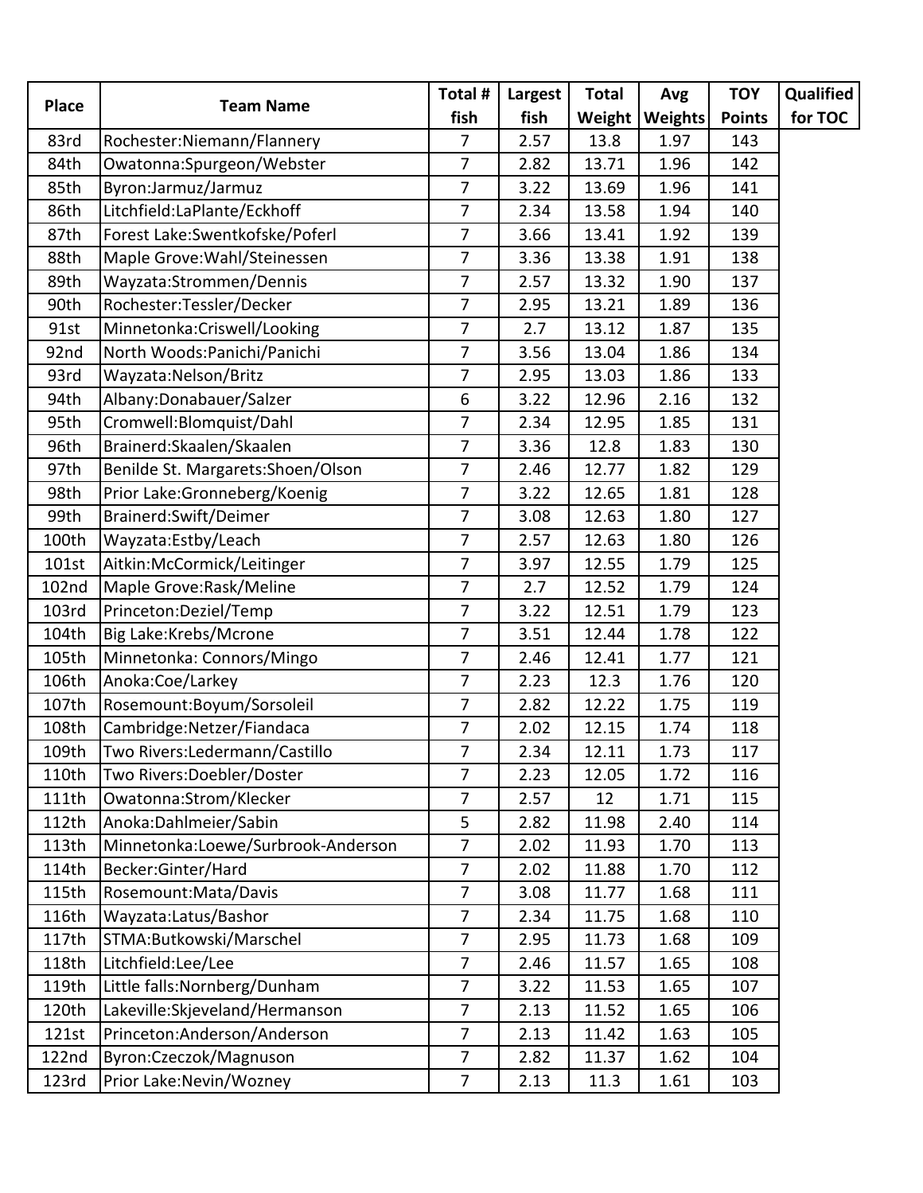| Place | Team Name | Total # fish | Largest fish | Total Weight | Avg Weights | TOY Points | Qualified for TOC |
|---|---|---|---|---|---|---|---|
| 83rd | Rochester:Niemann/Flannery | 7 | 2.57 | 13.8 | 1.97 | 143 | |
| 84th | Owatonna:Spurgeon/Webster | 7 | 2.82 | 13.71 | 1.96 | 142 | |
| 85th | Byron:Jarmuz/Jarmuz | 7 | 3.22 | 13.69 | 1.96 | 141 | |
| 86th | Litchfield:LaPlante/Eckhoff | 7 | 2.34 | 13.58 | 1.94 | 140 | |
| 87th | Forest Lake:Swentkofske/Poferl | 7 | 3.66 | 13.41 | 1.92 | 139 | |
| 88th | Maple Grove:Wahl/Steinessen | 7 | 3.36 | 13.38 | 1.91 | 138 | |
| 89th | Wayzata:Strommen/Dennis | 7 | 2.57 | 13.32 | 1.90 | 137 | |
| 90th | Rochester:Tessler/Decker | 7 | 2.95 | 13.21 | 1.89 | 136 | |
| 91st | Minnetonka:Criswell/Looking | 7 | 2.7 | 13.12 | 1.87 | 135 | |
| 92nd | North Woods:Panichi/Panichi | 7 | 3.56 | 13.04 | 1.86 | 134 | |
| 93rd | Wayzata:Nelson/Britz | 7 | 2.95 | 13.03 | 1.86 | 133 | |
| 94th | Albany:Donabauer/Salzer | 6 | 3.22 | 12.96 | 2.16 | 132 | |
| 95th | Cromwell:Blomquist/Dahl | 7 | 2.34 | 12.95 | 1.85 | 131 | |
| 96th | Brainerd:Skaalen/Skaalen | 7 | 3.36 | 12.8 | 1.83 | 130 | |
| 97th | Benilde St. Margarets:Shoen/Olson | 7 | 2.46 | 12.77 | 1.82 | 129 | |
| 98th | Prior Lake:Gronneberg/Koenig | 7 | 3.22 | 12.65 | 1.81 | 128 | |
| 99th | Brainerd:Swift/Deimer | 7 | 3.08 | 12.63 | 1.80 | 127 | |
| 100th | Wayzata:Estby/Leach | 7 | 2.57 | 12.63 | 1.80 | 126 | |
| 101st | Aitkin:McCormick/Leitinger | 7 | 3.97 | 12.55 | 1.79 | 125 | |
| 102nd | Maple Grove:Rask/Meline | 7 | 2.7 | 12.52 | 1.79 | 124 | |
| 103rd | Princeton:Deziel/Temp | 7 | 3.22 | 12.51 | 1.79 | 123 | |
| 104th | Big Lake:Krebs/Mcrone | 7 | 3.51 | 12.44 | 1.78 | 122 | |
| 105th | Minnetonka: Connors/Mingo | 7 | 2.46 | 12.41 | 1.77 | 121 | |
| 106th | Anoka:Coe/Larkey | 7 | 2.23 | 12.3 | 1.76 | 120 | |
| 107th | Rosemount:Boyum/Sorsoleil | 7 | 2.82 | 12.22 | 1.75 | 119 | |
| 108th | Cambridge:Netzer/Fiandaca | 7 | 2.02 | 12.15 | 1.74 | 118 | |
| 109th | Two Rivers:Ledermann/Castillo | 7 | 2.34 | 12.11 | 1.73 | 117 | |
| 110th | Two Rivers:Doebler/Doster | 7 | 2.23 | 12.05 | 1.72 | 116 | |
| 111th | Owatonna:Strom/Klecker | 7 | 2.57 | 12 | 1.71 | 115 | |
| 112th | Anoka:Dahlmeier/Sabin | 5 | 2.82 | 11.98 | 2.40 | 114 | |
| 113th | Minnetonka:Loewe/Surbrook-Anderson | 7 | 2.02 | 11.93 | 1.70 | 113 | |
| 114th | Becker:Ginter/Hard | 7 | 2.02 | 11.88 | 1.70 | 112 | |
| 115th | Rosemount:Mata/Davis | 7 | 3.08 | 11.77 | 1.68 | 111 | |
| 116th | Wayzata:Latus/Bashor | 7 | 2.34 | 11.75 | 1.68 | 110 | |
| 117th | STMA:Butkowski/Marschel | 7 | 2.95 | 11.73 | 1.68 | 109 | |
| 118th | Litchfield:Lee/Lee | 7 | 2.46 | 11.57 | 1.65 | 108 | |
| 119th | Little falls:Nornberg/Dunham | 7 | 3.22 | 11.53 | 1.65 | 107 | |
| 120th | Lakeville:Skjeveland/Hermanson | 7 | 2.13 | 11.52 | 1.65 | 106 | |
| 121st | Princeton:Anderson/Anderson | 7 | 2.13 | 11.42 | 1.63 | 105 | |
| 122nd | Byron:Czeczok/Magnuson | 7 | 2.82 | 11.37 | 1.62 | 104 | |
| 123rd | Prior Lake:Nevin/Wozney | 7 | 2.13 | 11.3 | 1.61 | 103 | |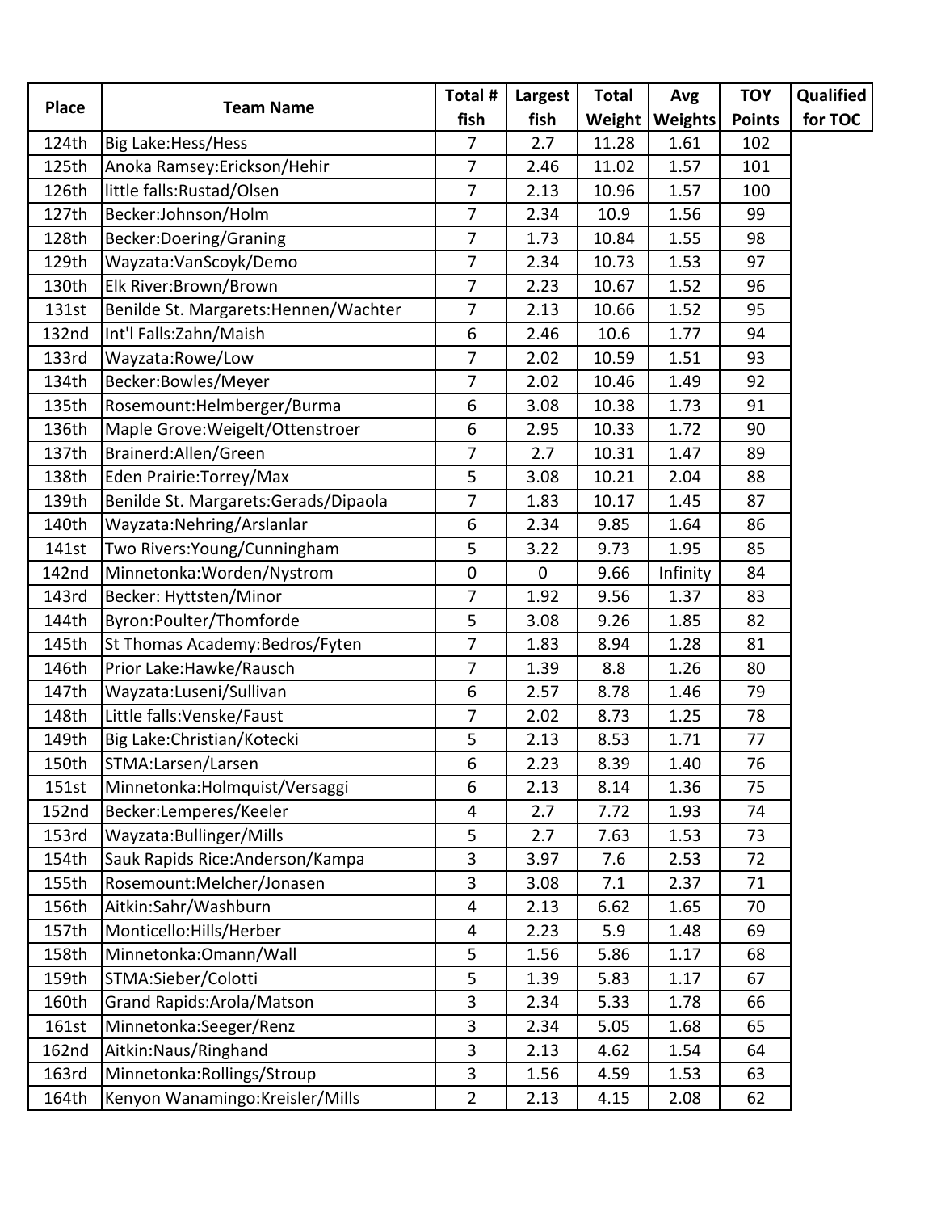| Place | Team Name | Total # fish | Largest fish | Total Weight | Avg Weights | TOY Points | Qualified for TOC |
|---|---|---|---|---|---|---|---|
| 124th | Big Lake:Hess/Hess | 7 | 2.7 | 11.28 | 1.61 | 102 | |
| 125th | Anoka Ramsey:Erickson/Hehir | 7 | 2.46 | 11.02 | 1.57 | 101 | |
| 126th | little falls:Rustad/Olsen | 7 | 2.13 | 10.96 | 1.57 | 100 | |
| 127th | Becker:Johnson/Holm | 7 | 2.34 | 10.9 | 1.56 | 99 | |
| 128th | Becker:Doering/Graning | 7 | 1.73 | 10.84 | 1.55 | 98 | |
| 129th | Wayzata:VanScoyk/Demo | 7 | 2.34 | 10.73 | 1.53 | 97 | |
| 130th | Elk River:Brown/Brown | 7 | 2.23 | 10.67 | 1.52 | 96 | |
| 131st | Benilde St. Margarets:Hennen/Wachter | 7 | 2.13 | 10.66 | 1.52 | 95 | |
| 132nd | Int'l Falls:Zahn/Maish | 6 | 2.46 | 10.6 | 1.77 | 94 | |
| 133rd | Wayzata:Rowe/Low | 7 | 2.02 | 10.59 | 1.51 | 93 | |
| 134th | Becker:Bowles/Meyer | 7 | 2.02 | 10.46 | 1.49 | 92 | |
| 135th | Rosemount:Helmberger/Burma | 6 | 3.08 | 10.38 | 1.73 | 91 | |
| 136th | Maple Grove:Weigelt/Ottenstroer | 6 | 2.95 | 10.33 | 1.72 | 90 | |
| 137th | Brainerd:Allen/Green | 7 | 2.7 | 10.31 | 1.47 | 89 | |
| 138th | Eden Prairie:Torrey/Max | 5 | 3.08 | 10.21 | 2.04 | 88 | |
| 139th | Benilde St. Margarets:Gerads/Dipaola | 7 | 1.83 | 10.17 | 1.45 | 87 | |
| 140th | Wayzata:Nehring/Arslanlar | 6 | 2.34 | 9.85 | 1.64 | 86 | |
| 141st | Two Rivers:Young/Cunningham | 5 | 3.22 | 9.73 | 1.95 | 85 | |
| 142nd | Minnetonka:Worden/Nystrom | 0 | 0 | 9.66 | Infinity | 84 | |
| 143rd | Becker: Hyttsten/Minor | 7 | 1.92 | 9.56 | 1.37 | 83 | |
| 144th | Byron:Poulter/Thomforde | 5 | 3.08 | 9.26 | 1.85 | 82 | |
| 145th | St Thomas Academy:Bedros/Fyten | 7 | 1.83 | 8.94 | 1.28 | 81 | |
| 146th | Prior Lake:Hawke/Rausch | 7 | 1.39 | 8.8 | 1.26 | 80 | |
| 147th | Wayzata:Luseni/Sullivan | 6 | 2.57 | 8.78 | 1.46 | 79 | |
| 148th | Little falls:Venske/Faust | 7 | 2.02 | 8.73 | 1.25 | 78 | |
| 149th | Big Lake:Christian/Kotecki | 5 | 2.13 | 8.53 | 1.71 | 77 | |
| 150th | STMA:Larsen/Larsen | 6 | 2.23 | 8.39 | 1.40 | 76 | |
| 151st | Minnetonka:Holmquist/Versaggi | 6 | 2.13 | 8.14 | 1.36 | 75 | |
| 152nd | Becker:Lemperes/Keeler | 4 | 2.7 | 7.72 | 1.93 | 74 | |
| 153rd | Wayzata:Bullinger/Mills | 5 | 2.7 | 7.63 | 1.53 | 73 | |
| 154th | Sauk Rapids Rice:Anderson/Kampa | 3 | 3.97 | 7.6 | 2.53 | 72 | |
| 155th | Rosemount:Melcher/Jonasen | 3 | 3.08 | 7.1 | 2.37 | 71 | |
| 156th | Aitkin:Sahr/Washburn | 4 | 2.13 | 6.62 | 1.65 | 70 | |
| 157th | Monticello:Hills/Herber | 4 | 2.23 | 5.9 | 1.48 | 69 | |
| 158th | Minnetonka:Omann/Wall | 5 | 1.56 | 5.86 | 1.17 | 68 | |
| 159th | STMA:Sieber/Colotti | 5 | 1.39 | 5.83 | 1.17 | 67 | |
| 160th | Grand Rapids:Arola/Matson | 3 | 2.34 | 5.33 | 1.78 | 66 | |
| 161st | Minnetonka:Seeger/Renz | 3 | 2.34 | 5.05 | 1.68 | 65 | |
| 162nd | Aitkin:Naus/Ringhand | 3 | 2.13 | 4.62 | 1.54 | 64 | |
| 163rd | Minnetonka:Rollings/Stroup | 3 | 1.56 | 4.59 | 1.53 | 63 | |
| 164th | Kenyon Wanamingo:Kreisler/Mills | 2 | 2.13 | 4.15 | 2.08 | 62 | |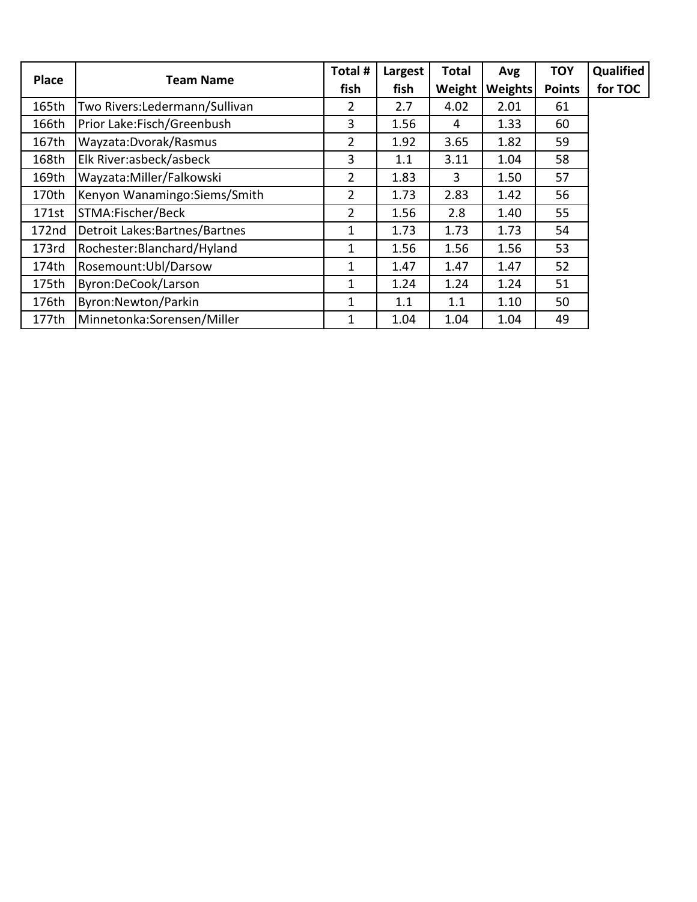| Place | Team Name | Total # fish | Largest fish | Total Weight | Avg Weights | TOY Points | Qualified for TOC |
|---|---|---|---|---|---|---|---|
| 165th | Two Rivers:Ledermann/Sullivan | 2 | 2.7 | 4.02 | 2.01 | 61 | |
| 166th | Prior Lake:Fisch/Greenbush | 3 | 1.56 | 4 | 1.33 | 60 | |
| 167th | Wayzata:Dvorak/Rasmus | 2 | 1.92 | 3.65 | 1.82 | 59 | |
| 168th | Elk River:asbeck/asbeck | 3 | 1.1 | 3.11 | 1.04 | 58 | |
| 169th | Wayzata:Miller/Falkowski | 2 | 1.83 | 3 | 1.50 | 57 | |
| 170th | Kenyon Wanamingo:Siems/Smith | 2 | 1.73 | 2.83 | 1.42 | 56 | |
| 171st | STMA:Fischer/Beck | 2 | 1.56 | 2.8 | 1.40 | 55 | |
| 172nd | Detroit Lakes:Bartnes/Bartnes | 1 | 1.73 | 1.73 | 1.73 | 54 | |
| 173rd | Rochester:Blanchard/Hyland | 1 | 1.56 | 1.56 | 1.56 | 53 | |
| 174th | Rosemount:Ubl/Darsow | 1 | 1.47 | 1.47 | 1.47 | 52 | |
| 175th | Byron:DeCook/Larson | 1 | 1.24 | 1.24 | 1.24 | 51 | |
| 176th | Byron:Newton/Parkin | 1 | 1.1 | 1.1 | 1.10 | 50 | |
| 177th | Minnetonka:Sorensen/Miller | 1 | 1.04 | 1.04 | 1.04 | 49 | |